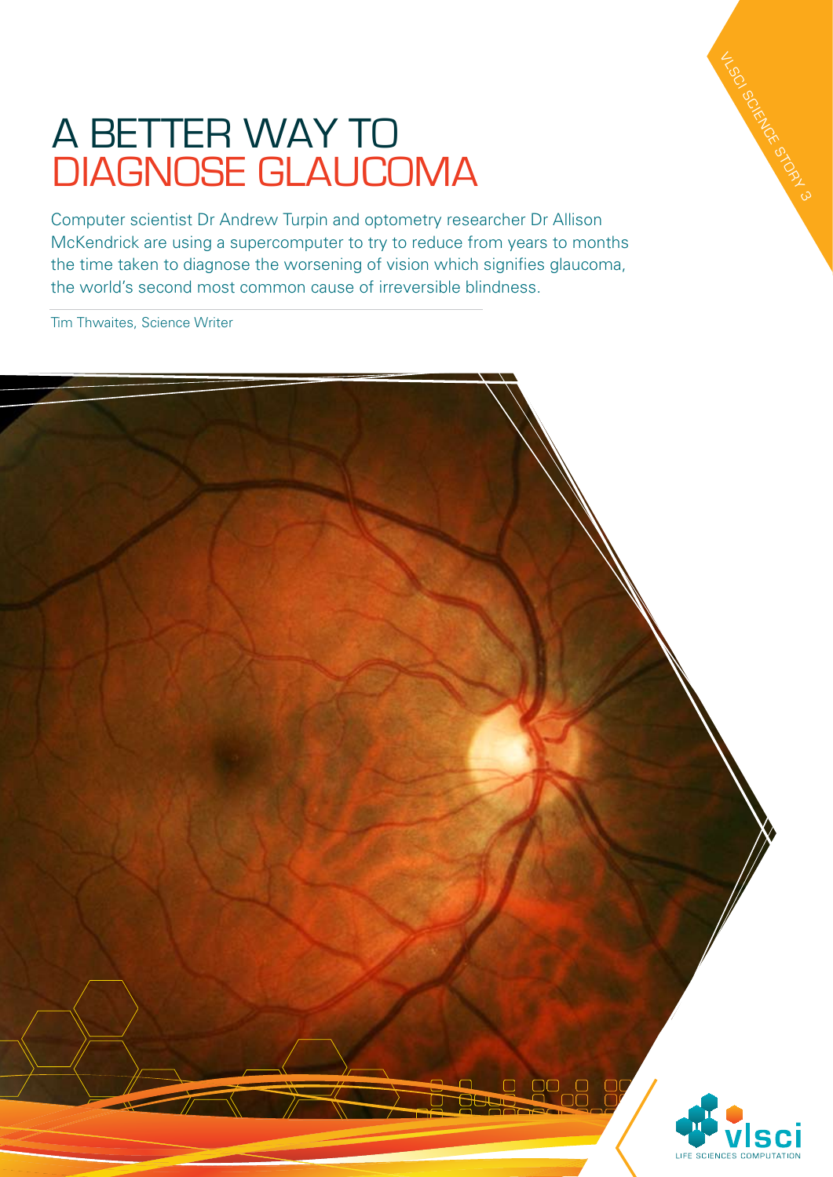# A BETTER WAY TO DIAGNOSE GLAUCOMA

Computer scientist Dr Andrew Turpin and optometry researcher Dr Allison McKendrick are using a supercomputer to try to reduce from years to months the time taken to diagnose the worsening of vision which signifies glaucoma, the world's second most common cause of irreversible blindness.

Tim Thwaites, Science Writer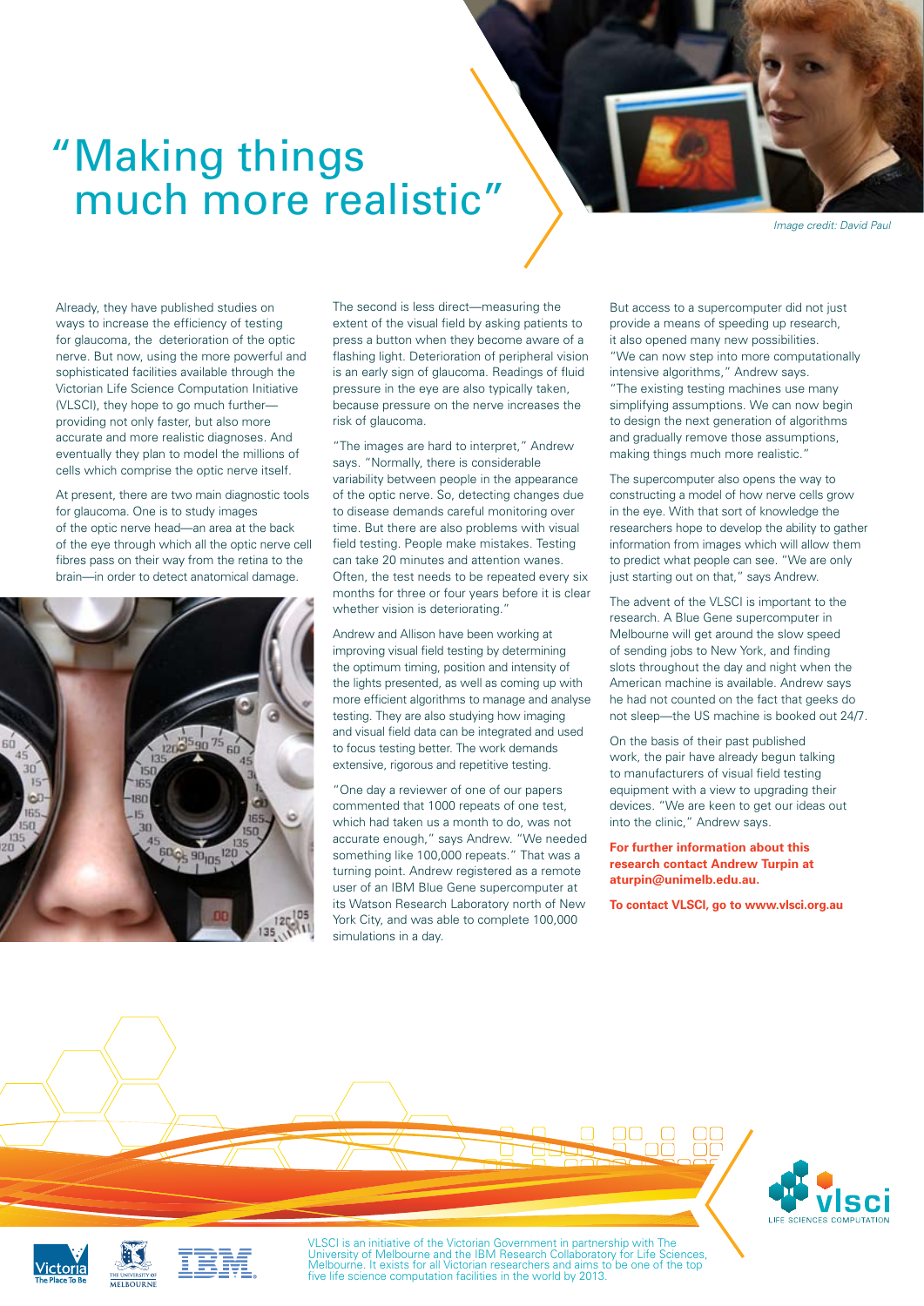# "Making things much more realistic"

*Image credit: David Paul*

Already, they have published studies on ways to increase the efficiency of testing for glaucoma, the deterioration of the optic nerve. But now, using the more powerful and sophisticated facilities available through the Victorian Life Science Computation Initiative (VLSCI), they hope to go much further—providing not only faster, but also more accurate and more realistic diagnoses. And eventually they plan to model the millions of cells which comprise the optic nerve itself.

At present, there are two main diagnostic tools for glaucoma. One is to study images of the optic nerve head—an area at the back of the eye through which all the optic nerve cell fibres pass on their way from the retina to the brain—in order to detect anatomical damage.

The second is less direct—measuring the extent of the visual field by asking patients to press a button when they become aware of a flashing light. Deterioration of peripheral vision is an early sign of glaucoma. Readings of fluid pressure in the eye are also typically taken, because pressure on the nerve increases the risk of glaucoma.

"The images are hard to interpret," Andrew says. "Normally, there is considerable variability between people in the appearance of the optic nerve. So, detecting changes due to disease demands careful monitoring over time. But there are also problems with visual field testing. People make mistakes. Testing can take 20 minutes and attention wanes. Often, the test needs to be repeated every six months for three or four years before it is clear whether vision is deteriorating."

Andrew and Allison have been working at improving visual field testing by determining the optimum timing, position and intensity of the lights presented, as well as coming up with more efficient algorithms to manage and analyse testing. They are also studying how imaging and visual field data can be integrated and used to focus testing better. The work demands extensive, rigorous and repetitive testing.

"One day a reviewer of one of our papers commented that 1000 repeats of one test, which had taken us a month to do, was not accurate enough," says Andrew. "We needed something like 100,000 repeats." That was a turning point. Andrew registered as a remote user of an IBM Blue Gene supercomputer at its Watson Research Laboratory north of New York City, and was able to complete 100,000 simulations in a day.

But access to a supercomputer did not just provide a means of speeding up research, it also opened many new possibilities. "We can now step into more computationally intensive algorithms," Andrew says. "The existing testing machines use many simplifying assumptions. We can now begin to design the next generation of algorithms and gradually remove those assumptions, making things much more realistic."

The supercomputer also opens the way to constructing a model of how nerve cells grow in the eye. With that sort of knowledge the researchers hope to develop the ability to gather information from images which will allow them to predict what people can see. "We are only just starting out on that," says Andrew.

The advent of the VLSCI is important to the research. A Blue Gene supercomputer in Melbourne will get around the slow speed of sending jobs to New York, and finding slots throughout the day and night when the American machine is available. Andrew says he had not counted on the fact that geeks do not sleep—the US machine is booked out 24/7.

On the basis of their past published work, the pair have already begun talking to manufacturers of visual field testing equipment with a view to upgrading their devices. "We are keen to get our ideas out into the clinic," Andrew says.

**For further information about this research contact Andrew Turpin at aturpin@unimelb.edu.au.**

**To contact VLSCI, go to www.vlsci.org.au**

VLSCI is an initiative of the Victorian Government in partnership with The University of Melbourne and the IBM Research Collaboratory for Life Sciences, Melbourne. It exists for all Victorian researchers and aims to be one of the top five life science computation facilities in the world by 2013.